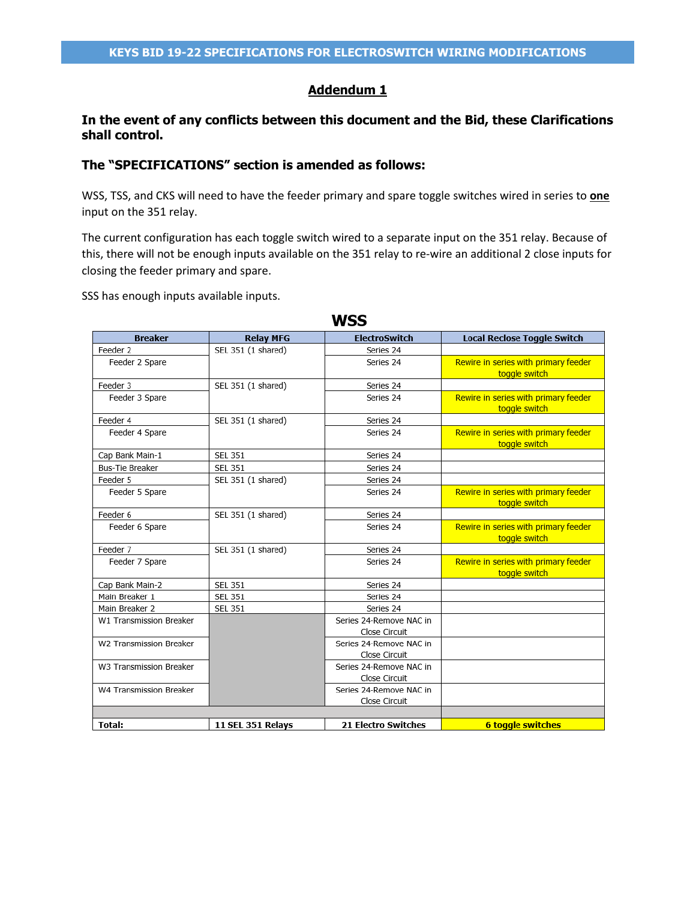# KEYS BID 19-22 SPECIFICATIONS FOR ELECTROSWITCH WIRING MODIFICATIONS

## Addendum 1

**In the event of any conflicts between this document and the Bid, these Clarifications shall control.**

**The "SPECIFICATIONS" section is amended as follows:**

WSS, TSS, and CKS will need to have the feeder primary and spare toggle switches wired in series to **one** input on the 351 relay.

The current configuration has each toggle switch wired to a separate input on the 351 relay. Because of this, there will not be enough inputs available on the 351 relay to re-wire an additional 2 close inputs for closing the feeder primary and spare.

SSS has enough inputs available inputs.

### WSS

| Breaker | Relay MFG | ElectroSwitch | Local Reclose Toggle Switch |
|---|---|---|---|
| Feeder 2 | SEL 351 (1 shared) | Series 24 | |
| Feeder 2 Spare | | Series 24 | Rewire in series with primary feeder toggle switch |
| Feeder 3 | SEL 351 (1 shared) | Series 24 | |
| Feeder 3 Spare | | Series 24 | Rewire in series with primary feeder toggle switch |
| Feeder 4 | SEL 351 (1 shared) | Series 24 | |
| Feeder 4 Spare | | Series 24 | Rewire in series with primary feeder toggle switch |
| Cap Bank Main-1 | SEL 351 | Series 24 | |
| Bus-Tie Breaker | SEL 351 | Series 24 | |
| Feeder 5 | SEL 351 (1 shared) | Series 24 | |
| Feeder 5 Spare | | Series 24 | Rewire in series with primary feeder toggle switch |
| Feeder 6 | SEL 351 (1 shared) | Series 24 | |
| Feeder 6 Spare | | Series 24 | Rewire in series with primary feeder toggle switch |
| Feeder 7 | SEL 351 (1 shared) | Series 24 | |
| Feeder 7 Spare | | Series 24 | Rewire in series with primary feeder toggle switch |
| Cap Bank Main-2 | SEL 351 | Series 24 | |
| Main Breaker 1 | SEL 351 | Series 24 | |
| Main Breaker 2 | SEL 351 | Series 24 | |
| W1 Transmission Breaker | | Series 24-Remove NAC in Close Circuit | |
| W2 Transmission Breaker | | Series 24-Remove NAC in Close Circuit | |
| W3 Transmission Breaker | | Series 24-Remove NAC in Close Circuit | |
| W4 Transmission Breaker | | Series 24-Remove NAC in Close Circuit | |
| | | | |
| **Total:** | **11 SEL 351 Relays** | **21 Electro Switches** | **6 toggle switches** |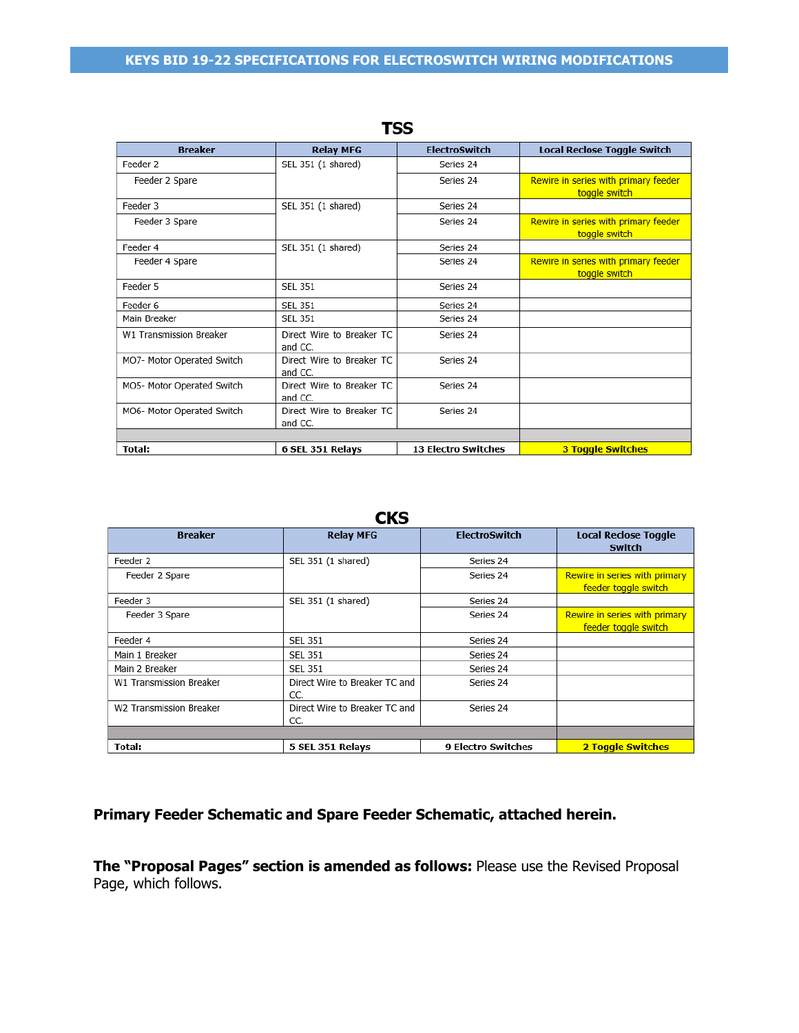# KEYS BID 19-22 SPECIFICATIONS FOR ELECTROSWITCH WIRING MODIFICATIONS

## TSS

| Breaker | Relay MFG | ElectroSwitch | Local Reclose Toggle Switch |
|---|---|---|---|
| Feeder 2 | SEL 351 (1 shared) | Series 24 | |
| Feeder 2 Spare | | Series 24 | Rewire in series with primary feeder toggle switch |
| Feeder 3 | SEL 351 (1 shared) | Series 24 | |
| Feeder 3 Spare | | Series 24 | Rewire in series with primary feeder toggle switch |
| Feeder 4 | SEL 351 (1 shared) | Series 24 | |
| Feeder 4 Spare | | Series 24 | Rewire in series with primary feeder toggle switch |
| Feeder 5 | SEL 351 | Series 24 | |
| Feeder 6 | SEL 351 | Series 24 | |
| Main Breaker | SEL 351 | Series 24 | |
| W1 Transmission Breaker | Direct Wire to Breaker TC and CC. | Series 24 | |
| MO7- Motor Operated Switch | Direct Wire to Breaker TC and CC. | Series 24 | |
| MO5- Motor Operated Switch | Direct Wire to Breaker TC and CC. | Series 24 | |
| MO6- Motor Operated Switch | Direct Wire to Breaker TC and CC. | Series 24 | |
| | | | |
| **Total:** | **6 SEL 351 Relays** | **13 Electro Switches** | **3 Toggle Switches** |

## CKS

| Breaker | Relay MFG | ElectroSwitch | Local Reclose Toggle Switch |
|---|---|---|---|
| Feeder 2 | SEL 351 (1 shared) | Series 24 | |
| Feeder 2 Spare | | Series 24 | Rewire in series with primary feeder toggle switch |
| Feeder 3 | SEL 351 (1 shared) | Series 24 | |
| Feeder 3 Spare | | Series 24 | Rewire in series with primary feeder toggle switch |
| Feeder 4 | SEL 351 | Series 24 | |
| Main 1 Breaker | SEL 351 | Series 24 | |
| Main 2 Breaker | SEL 351 | Series 24 | |
| W1 Transmission Breaker | Direct Wire to Breaker TC and CC. | Series 24 | |
| W2 Transmission Breaker | Direct Wire to Breaker TC and CC. | Series 24 | |
| | | | |
| **Total:** | **5 SEL 351 Relays** | **9 Electro Switches** | **2 Toggle Switches** |

**Primary Feeder Schematic and Spare Feeder Schematic, attached herein.**

**The "Proposal Pages" section is amended as follows:** Please use the Revised Proposal Page, which follows.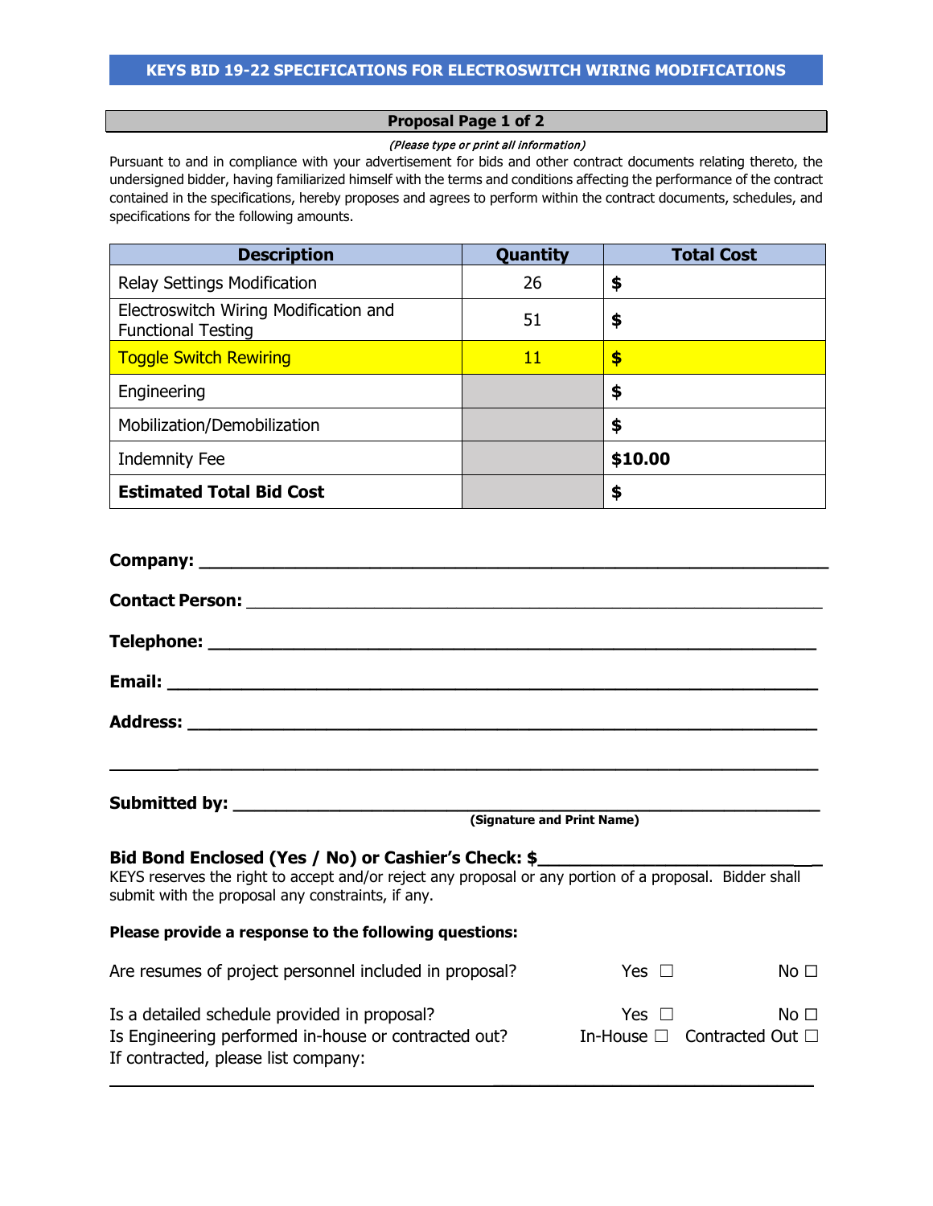## KEYS BID 19-22 SPECIFICATIONS FOR ELECTROSWITCH WIRING MODIFICATIONS

### Proposal Page 1 of 2

*(Please type or print all information)*

Pursuant to and in compliance with your advertisement for bids and other contract documents relating thereto, the undersigned bidder, having familiarized himself with the terms and conditions affecting the performance of the contract contained in the specifications, hereby proposes and agrees to perform within the contract documents, schedules, and specifications for the following amounts.

| Description | Quantity | Total Cost |
|---|---|---|
| Relay Settings Modification | 26 | **$** |
| Electroswitch Wiring Modification and Functional Testing | 51 | **$** |
| Toggle Switch Rewiring | 11 | **$** |
| Engineering | | **$** |
| Mobilization/Demobilization | | **$** |
| Indemnity Fee | | **$10.00** |
| **Estimated Total Bid Cost** | | **$** |

**Company:** ______________________________________________

**Contact Person:** ______________________________________________

**Telephone:** ______________________________________________

**Email:** ______________________________________________

**Address:** ______________________________________________

______________________________________________

**Submitted by:** ______________________________________________
**(Signature and Print Name)**

**Bid Bond Enclosed (Yes / No) or Cashier's Check: $**______________________

KEYS reserves the right to accept and/or reject any proposal or any portion of a proposal. Bidder shall submit with the proposal any constraints, if any.

**Please provide a response to the following questions:**

Are resumes of project personnel included in proposal? Yes ☐ No ☐

Is a detailed schedule provided in proposal? Yes ☐ No ☐

Is Engineering performed in-house or contracted out? In-House ☐ Contracted Out ☐

If contracted, please list company:

______________________________________________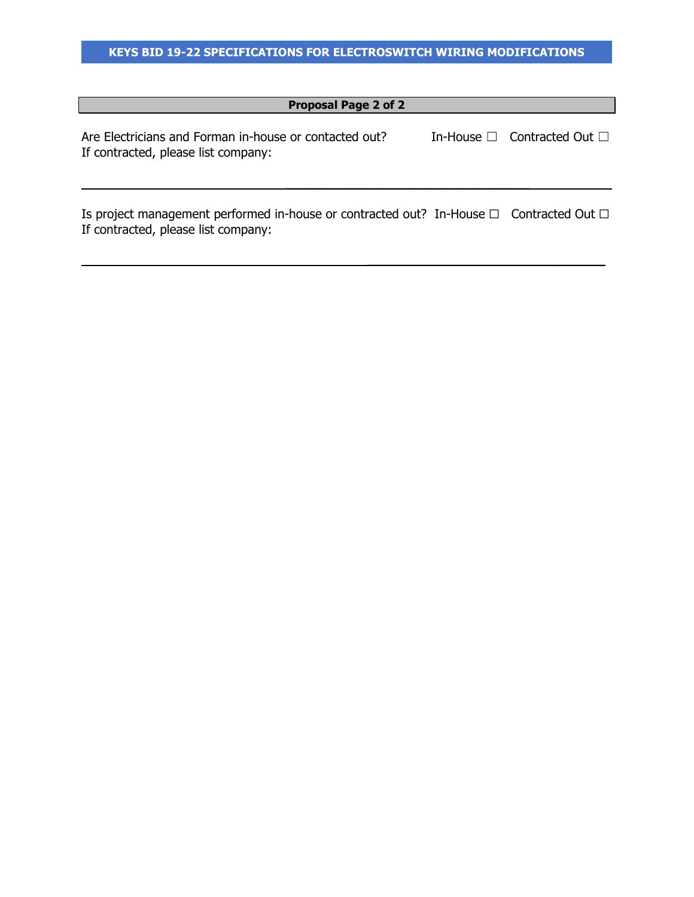**Proposal Page 2 of 2**

Are Electricians and Forman in-house or contacted out? In-House ☐ Contracted Out ☐
If contracted, please list company:

\_\_\_\_\_\_\_\_\_\_\_\_\_\_\_\_\_\_\_\_\_\_\_\_\_\_\_\_\_\_\_\_\_\_\_\_\_\_\_\_\_\_\_\_\_\_\_\_\_\_\_\_\_\_\_\_

Is project management performed in-house or contracted out? In-House ☐ Contracted Out ☐
If contracted, please list company:

\_\_\_\_\_\_\_\_\_\_\_\_\_\_\_\_\_\_\_\_\_\_\_\_\_\_\_\_\_\_\_\_\_\_\_\_\_\_\_\_\_\_\_\_\_\_\_\_\_\_\_\_\_\_\_\_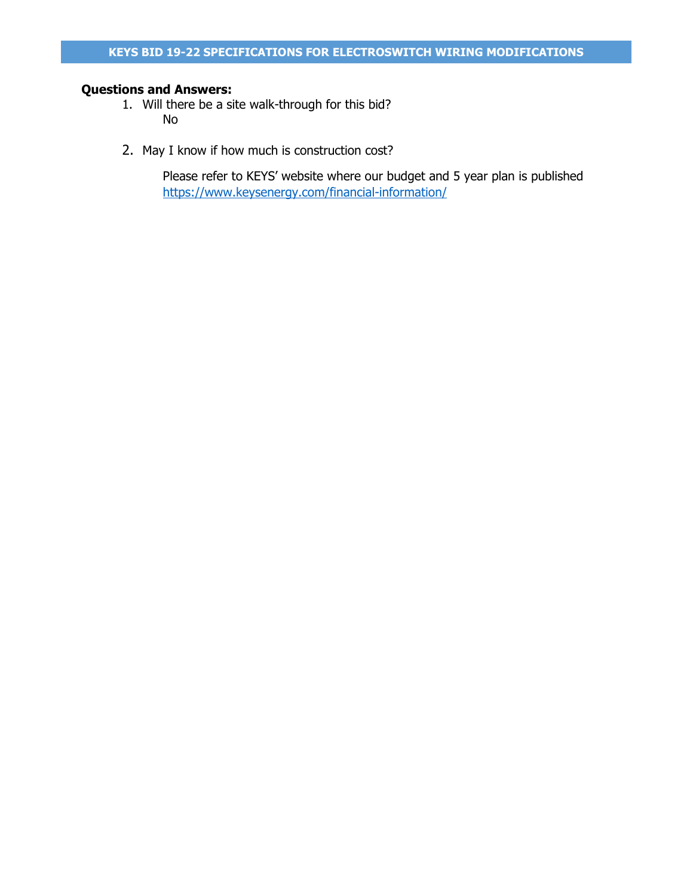# KEYS BID 19-22 SPECIFICATIONS FOR ELECTROSWITCH WIRING MODIFICATIONS

**Questions and Answers:**

1. Will there be a site walk-through for this bid?

   No

2. May I know if how much is construction cost?

   Please refer to KEYS' website where our budget and 5 year plan is published [https://www.keysenergy.com/financial-information/](https://www.keysenergy.com/financial-information/)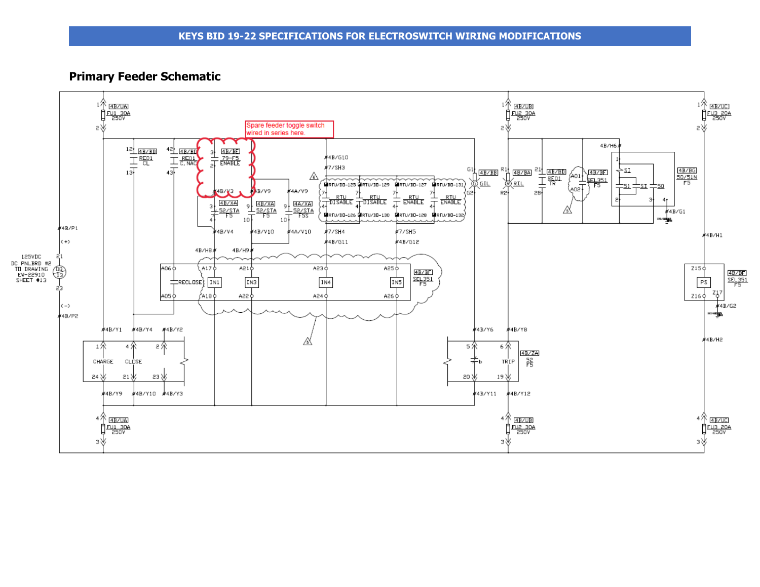# KEYS BID 19-22 SPECIFICATIONS FOR ELECTROSWITCH WIRING MODIFICATIONS

## Primary Feeder Schematic

Spare feeder toggle switch wired in series here.

125VDC
DC PNLBRD #2
TO DRAWING
EW-22910
SHEET #13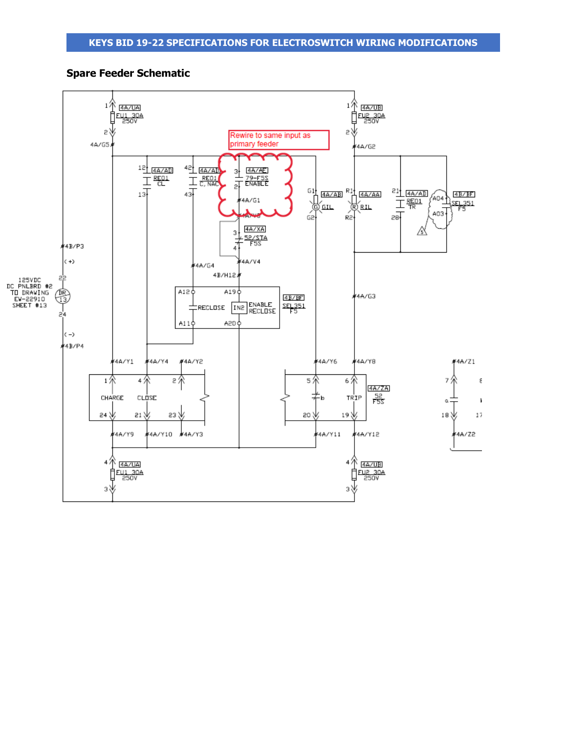KEYS BID 19-22 SPECIFICATIONS FOR ELECTROSWITCH WIRING MODIFICATIONS

## Spare Feeder Schematic

Rewire to same input as primary feeder

1 4A/UA FU1 30A 250V 2

4A/G5

1 4A/UB FU2 30A 250V 2

4A/G2

12 4A/AD RE01 CL 13

42 4A/AD RE01 C, NAC 43

3 4A/AE 79-F5S ENABLE 2

4A/G1

4A/V8

3 4A/XA 52/STA F5S 4

4A/V4

G1 4A/AB G GIL G2

R1 4A/AA R RIL R2

21 4A/AD RE01 TR 28

A04 4B/BF SEL351 F5 A03

4B/P3

(+)

22

125VDC DC PNLBRD #2 TO DRAWING EW-22910 SHEET #13

DR 13

24

(-)

4B/P4

4A/G4

4B/H12

A12 A19

RECLOSE IN2 ENABLE RECLOSE

4B/BF SEL351 F5

A11 A20

4A/G3

4A/Y1 4A/Y4 4A/Y2

1 4 2

CHARGE CLOSE

24 21 23

4A/Y9 4A/Y10 4A/Y3

4A/Y6 4A/Y8

5 6

b TRIP

4A/ZA 52 F5S

20 19

4A/Y11 4A/Y12

4A/Z1

7 8

a

18 17

4A/Z2

4 4A/UA FU1 30A 250V 3

4 4A/UB FU2 30A 250V 3